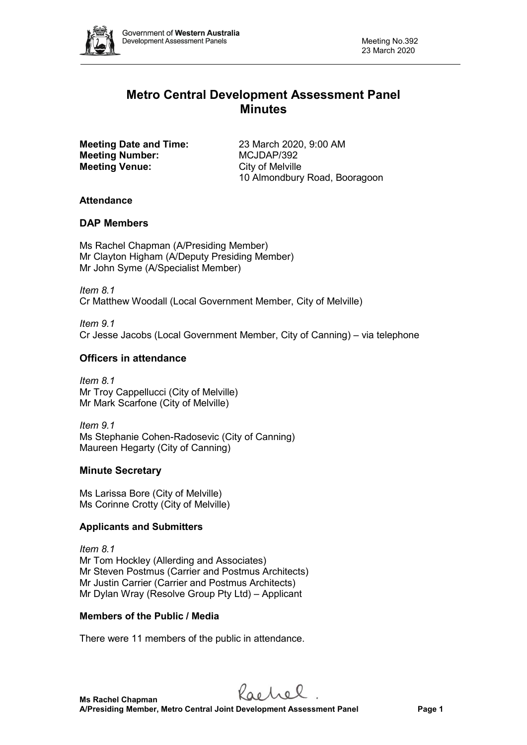# Metro Central Development Assessment Panel Minutes

**Meeting Date and Time:** 23 March 2020, 9:00 AM
**Meeting Number:** MCJDAP/392
**Meeting Venue:** City of Melville
10 Almondbury Road, Booragoon

## Attendance

### DAP Members

Ms Rachel Chapman (A/Presiding Member)
Mr Clayton Higham (A/Deputy Presiding Member)
Mr John Syme (A/Specialist Member)

*Item 8.1*
Cr Matthew Woodall (Local Government Member, City of Melville)

*Item 9.1*
Cr Jesse Jacobs (Local Government Member, City of Canning) – via telephone

### Officers in attendance

*Item 8.1*
Mr Troy Cappellucci (City of Melville)
Mr Mark Scarfone (City of Melville)

*Item 9.1*
Ms Stephanie Cohen-Radosevic (City of Canning)
Maureen Hegarty (City of Canning)

### Minute Secretary

Ms Larissa Bore (City of Melville)
Ms Corinne Crotty (City of Melville)

### Applicants and Submitters

*Item 8.1*
Mr Tom Hockley (Allerding and Associates)
Mr Steven Postmus (Carrier and Postmus Architects)
Mr Justin Carrier (Carrier and Postmus Architects)
Mr Dylan Wray (Resolve Group Pty Ltd) – Applicant

### Members of the Public / Media

There were 11 members of the public in attendance.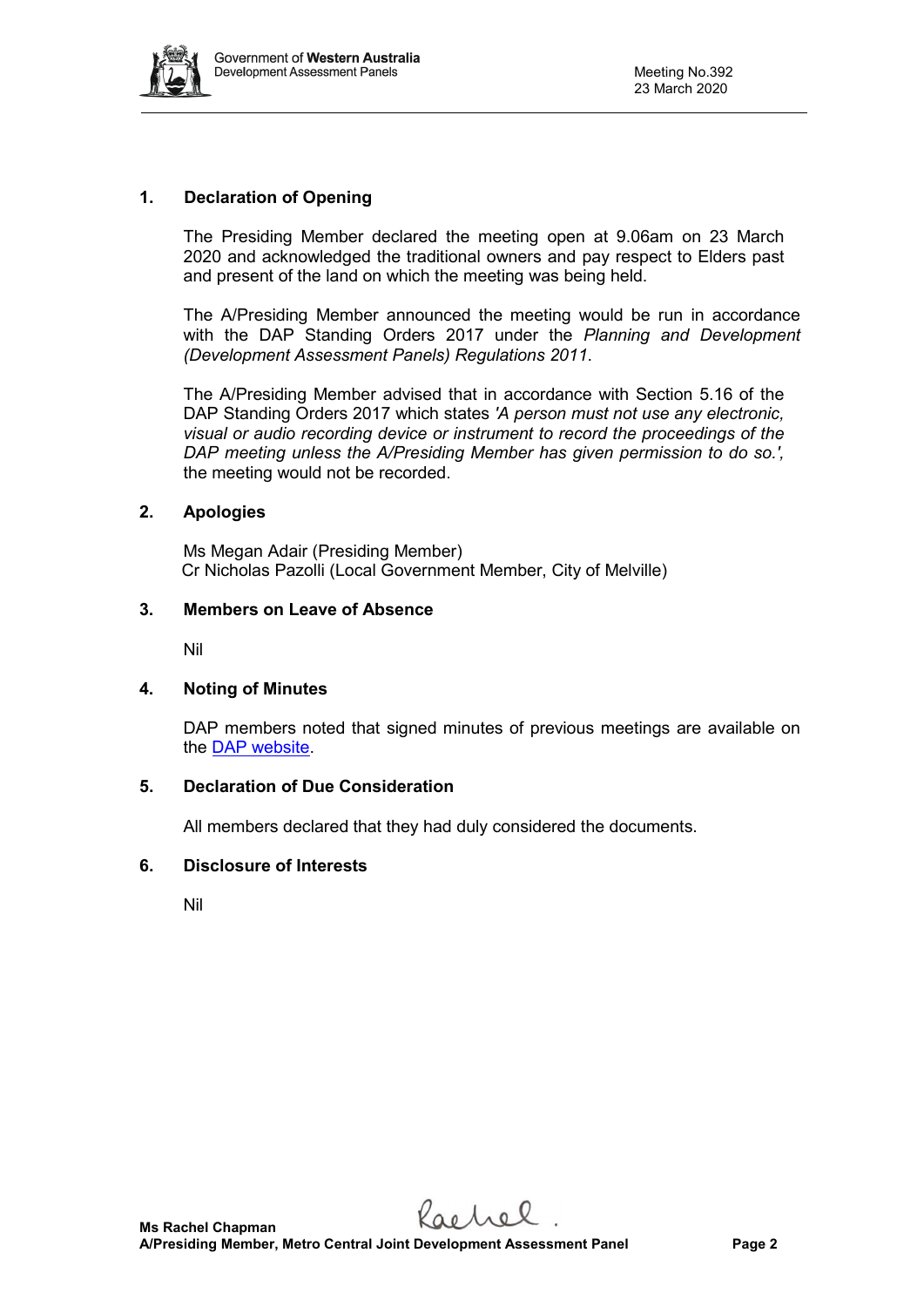## 1. Declaration of Opening

The Presiding Member declared the meeting open at 9.06am on 23 March 2020 and acknowledged the traditional owners and pay respect to Elders past and present of the land on which the meeting was being held.

The A/Presiding Member announced the meeting would be run in accordance with the DAP Standing Orders 2017 under the *Planning and Development (Development Assessment Panels) Regulations 2011*.

The A/Presiding Member advised that in accordance with Section 5.16 of the DAP Standing Orders 2017 which states *'A person must not use any electronic, visual or audio recording device or instrument to record the proceedings of the DAP meeting unless the A/Presiding Member has given permission to do so.',* the meeting would not be recorded.

## 2. Apologies

Ms Megan Adair (Presiding Member)
Cr Nicholas Pazolli (Local Government Member, City of Melville)

## 3. Members on Leave of Absence

Nil

## 4. Noting of Minutes

DAP members noted that signed minutes of previous meetings are available on the DAP website.

## 5. Declaration of Due Consideration

All members declared that they had duly considered the documents.

## 6. Disclosure of Interests

Nil

**Ms Rachel Chapman**
**A/Presiding Member, Metro Central Joint Development Assessment Panel**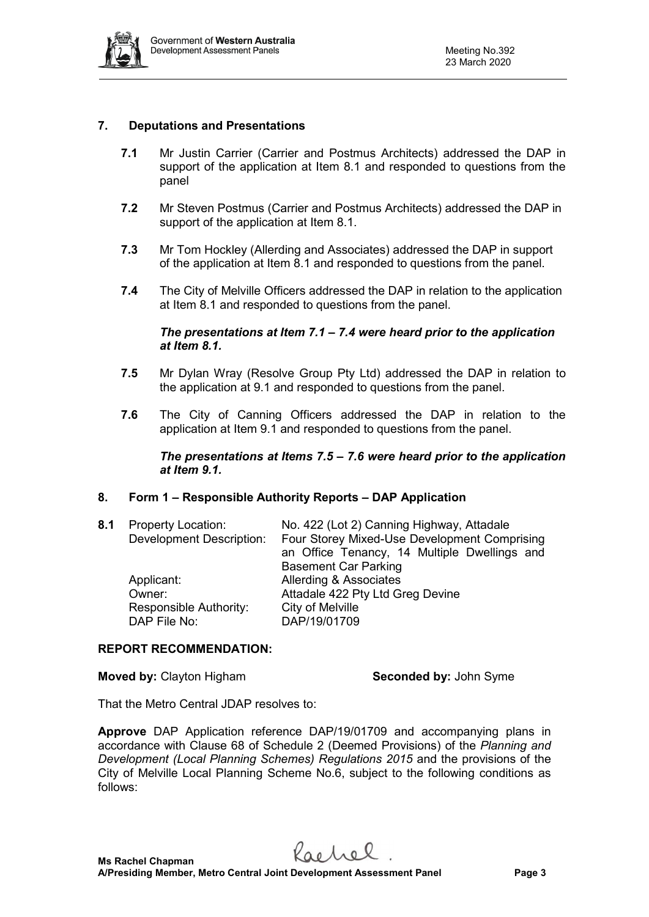## 7. Deputations and Presentations

**7.1** Mr Justin Carrier (Carrier and Postmus Architects) addressed the DAP in support of the application at Item 8.1 and responded to questions from the panel

**7.2** Mr Steven Postmus (Carrier and Postmus Architects) addressed the DAP in support of the application at Item 8.1.

**7.3** Mr Tom Hockley (Allerding and Associates) addressed the DAP in support of the application at Item 8.1 and responded to questions from the panel.

**7.4** The City of Melville Officers addressed the DAP in relation to the application at Item 8.1 and responded to questions from the panel.

***The presentations at Item 7.1 – 7.4 were heard prior to the application at Item 8.1.***

**7.5** Mr Dylan Wray (Resolve Group Pty Ltd) addressed the DAP in relation to the application at 9.1 and responded to questions from the panel.

**7.6** The City of Canning Officers addressed the DAP in relation to the application at Item 9.1 and responded to questions from the panel.

***The presentations at Items 7.5 – 7.6 were heard prior to the application at Item 9.1.***

## 8. Form 1 – Responsible Authority Reports – DAP Application

**8.1**

| | |
|---|---|
| Property Location: | No. 422 (Lot 2) Canning Highway, Attadale |
| Development Description: | Four Storey Mixed-Use Development Comprising an Office Tenancy, 14 Multiple Dwellings and Basement Car Parking |
| Applicant: | Allerding & Associates |
| Owner: | Attadale 422 Pty Ltd Greg Devine |
| Responsible Authority: | City of Melville |
| DAP File No: | DAP/19/01709 |

**REPORT RECOMMENDATION:**

**Moved by:** Clayton Higham **Seconded by:** John Syme

That the Metro Central JDAP resolves to:

**Approve** DAP Application reference DAP/19/01709 and accompanying plans in accordance with Clause 68 of Schedule 2 (Deemed Provisions) of the *Planning and Development (Local Planning Schemes) Regulations 2015* and the provisions of the City of Melville Local Planning Scheme No.6, subject to the following conditions as follows: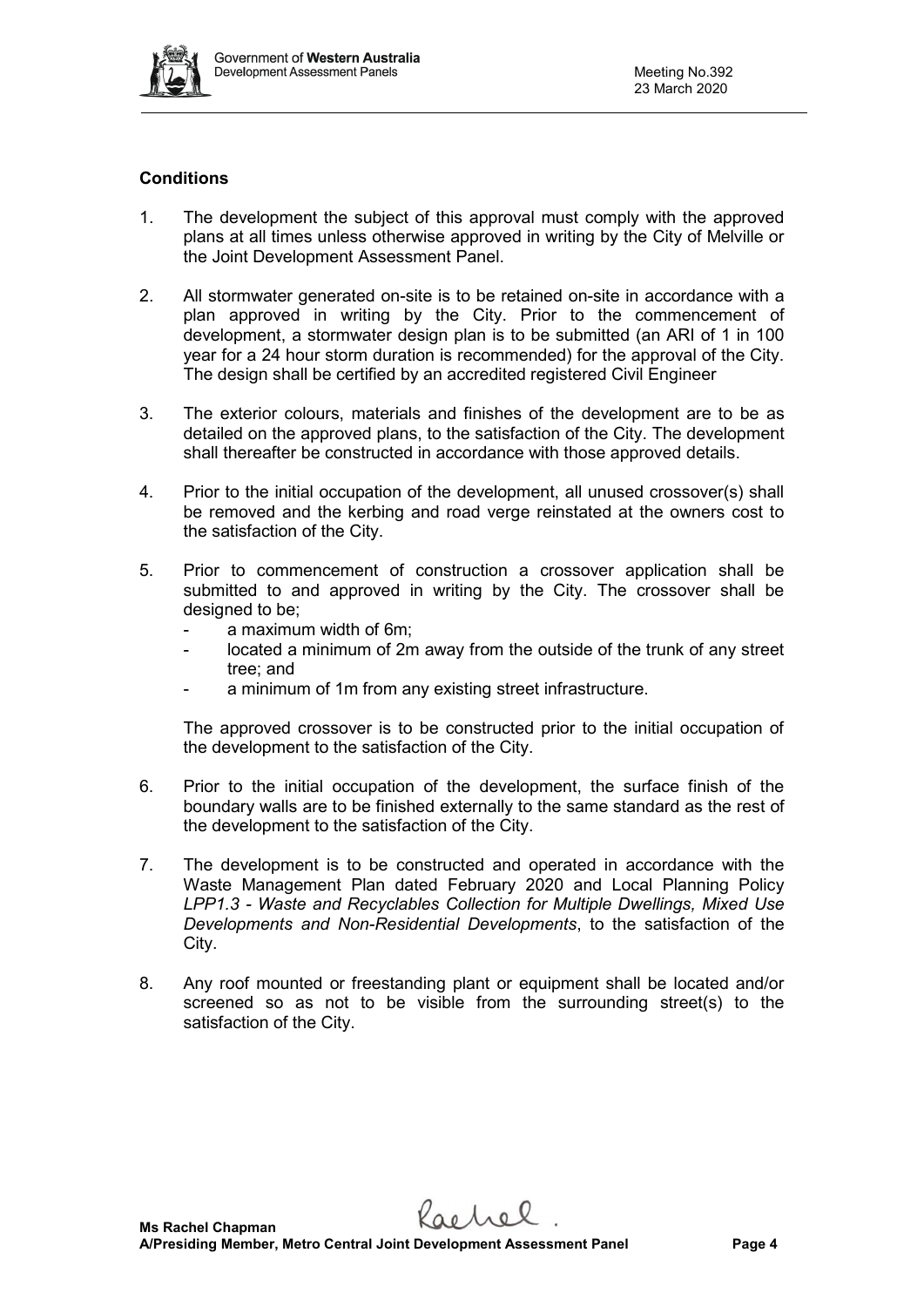**Conditions**

1. The development the subject of this approval must comply with the approved plans at all times unless otherwise approved in writing by the City of Melville or the Joint Development Assessment Panel.

2. All stormwater generated on-site is to be retained on-site in accordance with a plan approved in writing by the City. Prior to the commencement of development, a stormwater design plan is to be submitted (an ARI of 1 in 100 year for a 24 hour storm duration is recommended) for the approval of the City. The design shall be certified by an accredited registered Civil Engineer

3. The exterior colours, materials and finishes of the development are to be as detailed on the approved plans, to the satisfaction of the City. The development shall thereafter be constructed in accordance with those approved details.

4. Prior to the initial occupation of the development, all unused crossover(s) shall be removed and the kerbing and road verge reinstated at the owners cost to the satisfaction of the City.

5. Prior to commencement of construction a crossover application shall be submitted to and approved in writing by the City. The crossover shall be designed to be;
   - a maximum width of 6m;
   - located a minimum of 2m away from the outside of the trunk of any street tree; and
   - a minimum of 1m from any existing street infrastructure.

   The approved crossover is to be constructed prior to the initial occupation of the development to the satisfaction of the City.

6. Prior to the initial occupation of the development, the surface finish of the boundary walls are to be finished externally to the same standard as the rest of the development to the satisfaction of the City.

7. The development is to be constructed and operated in accordance with the Waste Management Plan dated February 2020 and Local Planning Policy *LPP1.3 - Waste and Recyclables Collection for Multiple Dwellings, Mixed Use Developments and Non-Residential Developments*, to the satisfaction of the City.

8. Any roof mounted or freestanding plant or equipment shall be located and/or screened so as not to be visible from the surrounding street(s) to the satisfaction of the City.

**Ms Rachel Chapman**
**A/Presiding Member, Metro Central Joint Development Assessment Panel**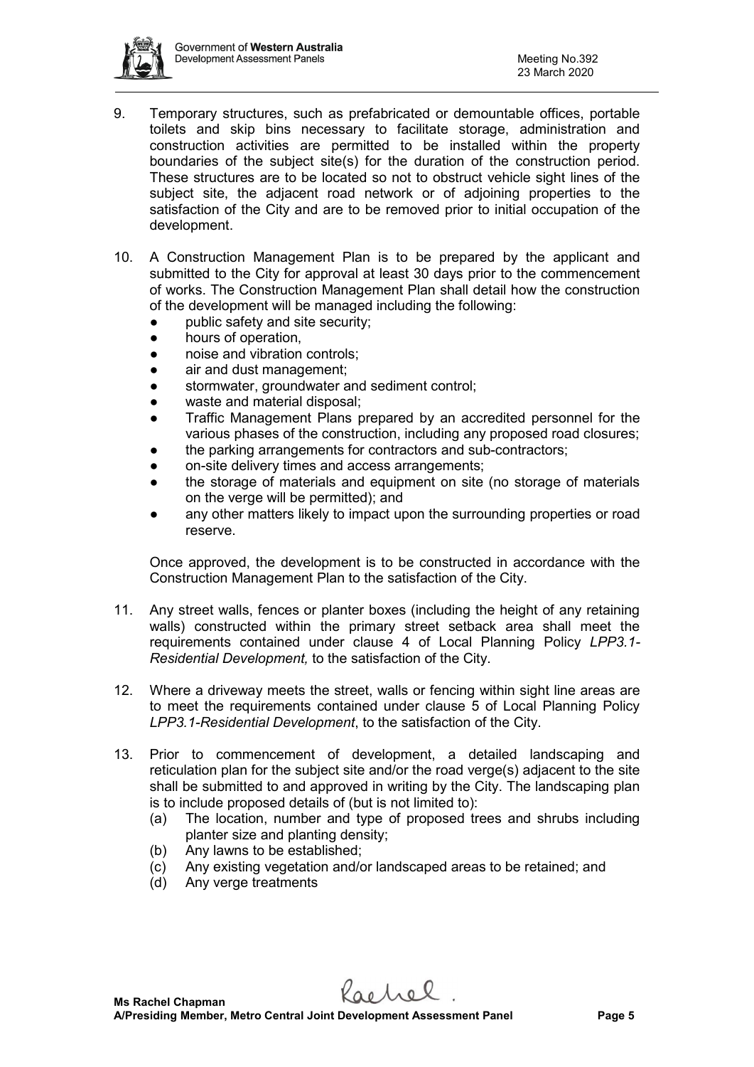9. Temporary structures, such as prefabricated or demountable offices, portable toilets and skip bins necessary to facilitate storage, administration and construction activities are permitted to be installed within the property boundaries of the subject site(s) for the duration of the construction period. These structures are to be located so not to obstruct vehicle sight lines of the subject site, the adjacent road network or of adjoining properties to the satisfaction of the City and are to be removed prior to initial occupation of the development.

10. A Construction Management Plan is to be prepared by the applicant and submitted to the City for approval at least 30 days prior to the commencement of works. The Construction Management Plan shall detail how the construction of the development will be managed including the following:
    - public safety and site security;
    - hours of operation,
    - noise and vibration controls;
    - air and dust management;
    - stormwater, groundwater and sediment control;
    - waste and material disposal;
    - Traffic Management Plans prepared by an accredited personnel for the various phases of the construction, including any proposed road closures;
    - the parking arrangements for contractors and sub-contractors;
    - on-site delivery times and access arrangements;
    - the storage of materials and equipment on site (no storage of materials on the verge will be permitted); and
    - any other matters likely to impact upon the surrounding properties or road reserve.

    Once approved, the development is to be constructed in accordance with the Construction Management Plan to the satisfaction of the City.

11. Any street walls, fences or planter boxes (including the height of any retaining walls) constructed within the primary street setback area shall meet the requirements contained under clause 4 of Local Planning Policy *LPP3.1-Residential Development,* to the satisfaction of the City.

12. Where a driveway meets the street, walls or fencing within sight line areas are to meet the requirements contained under clause 5 of Local Planning Policy *LPP3.1-Residential Development*, to the satisfaction of the City.

13. Prior to commencement of development, a detailed landscaping and reticulation plan for the subject site and/or the road verge(s) adjacent to the site shall be submitted to and approved in writing by the City. The landscaping plan is to include proposed details of (but is not limited to):
    (a) The location, number and type of proposed trees and shrubs including planter size and planting density;
    (b) Any lawns to be established;
    (c) Any existing vegetation and/or landscaped areas to be retained; and
    (d) Any verge treatments

**Ms Rachel Chapman**
**A/Presiding Member, Metro Central Joint Development Assessment Panel**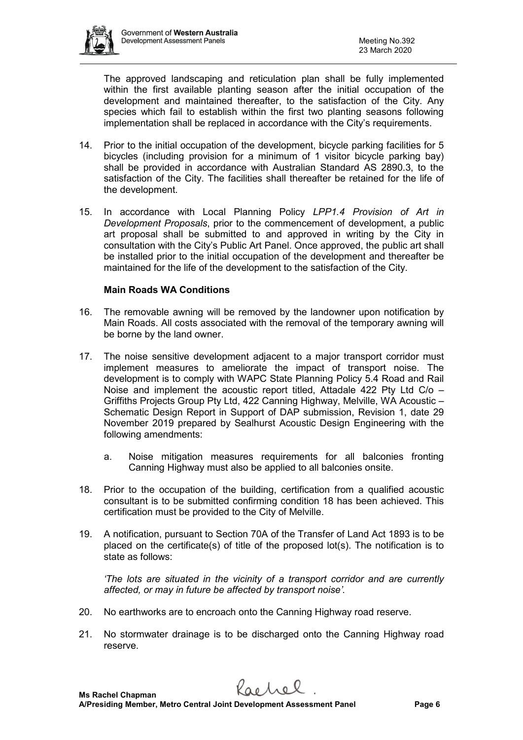The approved landscaping and reticulation plan shall be fully implemented within the first available planting season after the initial occupation of the development and maintained thereafter, to the satisfaction of the City. Any species which fail to establish within the first two planting seasons following implementation shall be replaced in accordance with the City's requirements.

14. Prior to the initial occupation of the development, bicycle parking facilities for 5 bicycles (including provision for a minimum of 1 visitor bicycle parking bay) shall be provided in accordance with Australian Standard AS 2890.3, to the satisfaction of the City. The facilities shall thereafter be retained for the life of the development.

15. In accordance with Local Planning Policy *LPP1.4 Provision of Art in Development Proposals*, prior to the commencement of development, a public art proposal shall be submitted to and approved in writing by the City in consultation with the City's Public Art Panel. Once approved, the public art shall be installed prior to the initial occupation of the development and thereafter be maintained for the life of the development to the satisfaction of the City.

**Main Roads WA Conditions**

16. The removable awning will be removed by the landowner upon notification by Main Roads. All costs associated with the removal of the temporary awning will be borne by the land owner.

17. The noise sensitive development adjacent to a major transport corridor must implement measures to ameliorate the impact of transport noise. The development is to comply with WAPC State Planning Policy 5.4 Road and Rail Noise and implement the acoustic report titled, Attadale 422 Pty Ltd C/o – Griffiths Projects Group Pty Ltd, 422 Canning Highway, Melville, WA Acoustic – Schematic Design Report in Support of DAP submission, Revision 1, date 29 November 2019 prepared by Sealhurst Acoustic Design Engineering with the following amendments:

    a. Noise mitigation measures requirements for all balconies fronting Canning Highway must also be applied to all balconies onsite.

18. Prior to the occupation of the building, certification from a qualified acoustic consultant is to be submitted confirming condition 18 has been achieved. This certification must be provided to the City of Melville.

19. A notification, pursuant to Section 70A of the Transfer of Land Act 1893 is to be placed on the certificate(s) of title of the proposed lot(s). The notification is to state as follows:

    *'The lots are situated in the vicinity of a transport corridor and are currently affected, or may in future be affected by transport noise'.*

20. No earthworks are to encroach onto the Canning Highway road reserve.

21. No stormwater drainage is to be discharged onto the Canning Highway road reserve.

**Ms Rachel Chapman**
**A/Presiding Member, Metro Central Joint Development Assessment Panel**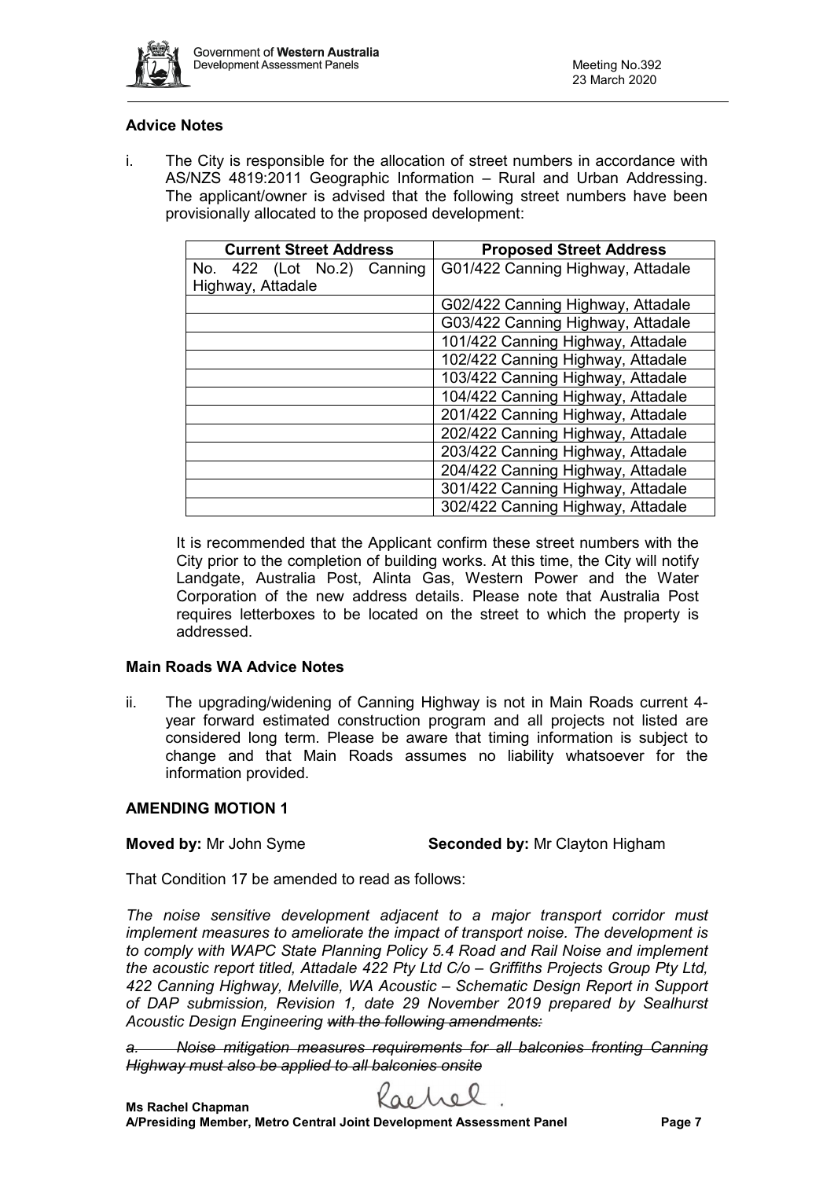### Advice Notes

i. The City is responsible for the allocation of street numbers in accordance with AS/NZS 4819:2011 Geographic Information – Rural and Urban Addressing. The applicant/owner is advised that the following street numbers have been provisionally allocated to the proposed development:

| Current Street Address | Proposed Street Address |
|---|---|
| No. 422 (Lot No.2) Canning Highway, Attadale | G01/422 Canning Highway, Attadale |
| | G02/422 Canning Highway, Attadale |
| | G03/422 Canning Highway, Attadale |
| | 101/422 Canning Highway, Attadale |
| | 102/422 Canning Highway, Attadale |
| | 103/422 Canning Highway, Attadale |
| | 104/422 Canning Highway, Attadale |
| | 201/422 Canning Highway, Attadale |
| | 202/422 Canning Highway, Attadale |
| | 203/422 Canning Highway, Attadale |
| | 204/422 Canning Highway, Attadale |
| | 301/422 Canning Highway, Attadale |
| | 302/422 Canning Highway, Attadale |

It is recommended that the Applicant confirm these street numbers with the City prior to the completion of building works. At this time, the City will notify Landgate, Australia Post, Alinta Gas, Western Power and the Water Corporation of the new address details. Please note that Australia Post requires letterboxes to be located on the street to which the property is addressed.

### Main Roads WA Advice Notes

ii. The upgrading/widening of Canning Highway is not in Main Roads current 4-year forward estimated construction program and all projects not listed are considered long term. Please be aware that timing information is subject to change and that Main Roads assumes no liability whatsoever for the information provided.

### AMENDING MOTION 1

**Moved by:** Mr John Syme **Seconded by:** Mr Clayton Higham

That Condition 17 be amended to read as follows:

*The noise sensitive development adjacent to a major transport corridor must implement measures to ameliorate the impact of transport noise. The development is to comply with WAPC State Planning Policy 5.4 Road and Rail Noise and implement the acoustic report titled, Attadale 422 Pty Ltd C/o – Griffiths Projects Group Pty Ltd, 422 Canning Highway, Melville, WA Acoustic – Schematic Design Report in Support of DAP submission, Revision 1, date 29 November 2019 prepared by Sealhurst Acoustic Design Engineering ~~with the following amendments:~~*

*~~a. Noise mitigation measures requirements for all balconies fronting Canning Highway must also be applied to all balconies onsite~~*

**Ms Rachel Chapman**
**A/Presiding Member, Metro Central Joint Development Assessment Panel**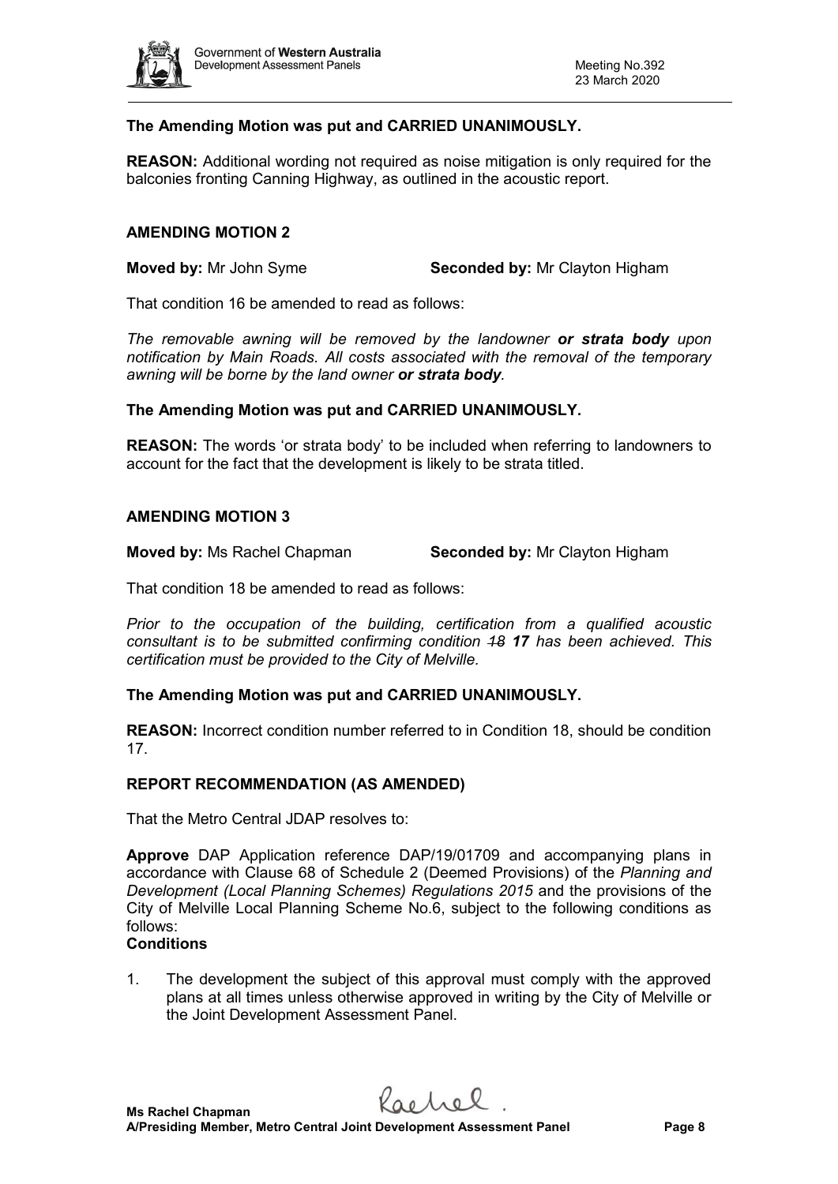**The Amending Motion was put and CARRIED UNANIMOUSLY.**

**REASON:** Additional wording not required as noise mitigation is only required for the balconies fronting Canning Highway, as outlined in the acoustic report.

**AMENDING MOTION 2**

**Moved by:** Mr John Syme **Seconded by:** Mr Clayton Higham

That condition 16 be amended to read as follows:

*The removable awning will be removed by the landowner* ***or strata body*** *upon notification by Main Roads. All costs associated with the removal of the temporary awning will be borne by the land owner* ***or strata body****.*

**The Amending Motion was put and CARRIED UNANIMOUSLY.**

**REASON:** The words 'or strata body' to be included when referring to landowners to account for the fact that the development is likely to be strata titled.

**AMENDING MOTION 3**

**Moved by:** Ms Rachel Chapman **Seconded by:** Mr Clayton Higham

That condition 18 be amended to read as follows:

*Prior to the occupation of the building, certification from a qualified acoustic consultant is to be submitted confirming condition ~~18~~* ***17*** *has been achieved. This certification must be provided to the City of Melville.*

**The Amending Motion was put and CARRIED UNANIMOUSLY.**

**REASON:** Incorrect condition number referred to in Condition 18, should be condition 17.

**REPORT RECOMMENDATION (AS AMENDED)**

That the Metro Central JDAP resolves to:

**Approve** DAP Application reference DAP/19/01709 and accompanying plans in accordance with Clause 68 of Schedule 2 (Deemed Provisions) of the *Planning and Development (Local Planning Schemes) Regulations 2015* and the provisions of the City of Melville Local Planning Scheme No.6, subject to the following conditions as follows:

**Conditions**

1. The development the subject of this approval must comply with the approved plans at all times unless otherwise approved in writing by the City of Melville or the Joint Development Assessment Panel.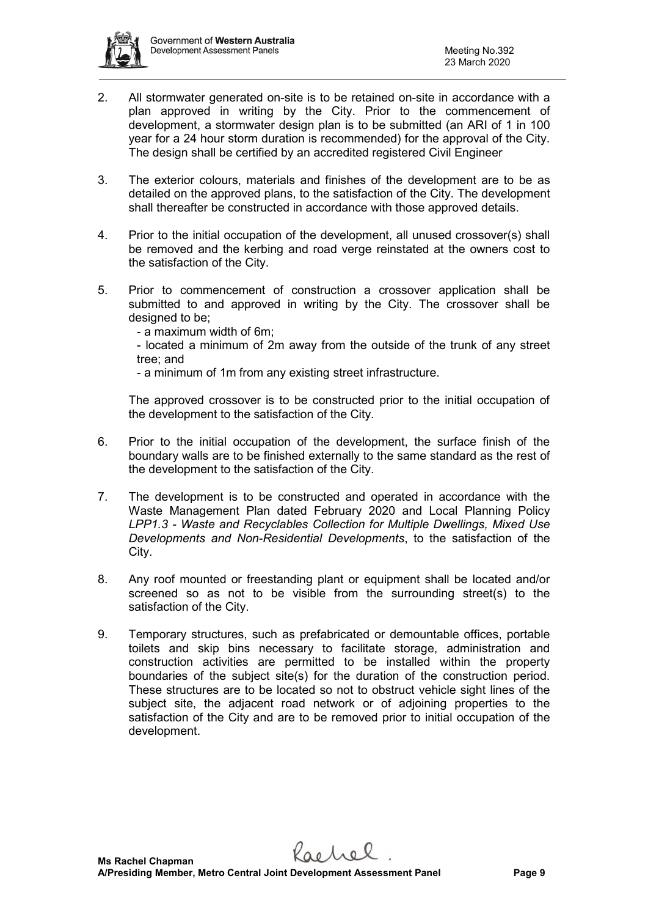2. All stormwater generated on-site is to be retained on-site in accordance with a plan approved in writing by the City. Prior to the commencement of development, a stormwater design plan is to be submitted (an ARI of 1 in 100 year for a 24 hour storm duration is recommended) for the approval of the City. The design shall be certified by an accredited registered Civil Engineer

3. The exterior colours, materials and finishes of the development are to be as detailed on the approved plans, to the satisfaction of the City. The development shall thereafter be constructed in accordance with those approved details.

4. Prior to the initial occupation of the development, all unused crossover(s) shall be removed and the kerbing and road verge reinstated at the owners cost to the satisfaction of the City.

5. Prior to commencement of construction a crossover application shall be submitted to and approved in writing by the City. The crossover shall be designed to be;
   - a maximum width of 6m;
   - located a minimum of 2m away from the outside of the trunk of any street tree; and
   - a minimum of 1m from any existing street infrastructure.

   The approved crossover is to be constructed prior to the initial occupation of the development to the satisfaction of the City.

6. Prior to the initial occupation of the development, the surface finish of the boundary walls are to be finished externally to the same standard as the rest of the development to the satisfaction of the City.

7. The development is to be constructed and operated in accordance with the Waste Management Plan dated February 2020 and Local Planning Policy *LPP1.3 - Waste and Recyclables Collection for Multiple Dwellings, Mixed Use Developments and Non-Residential Developments*, to the satisfaction of the City.

8. Any roof mounted or freestanding plant or equipment shall be located and/or screened so as not to be visible from the surrounding street(s) to the satisfaction of the City.

9. Temporary structures, such as prefabricated or demountable offices, portable toilets and skip bins necessary to facilitate storage, administration and construction activities are permitted to be installed within the property boundaries of the subject site(s) for the duration of the construction period. These structures are to be located so not to obstruct vehicle sight lines of the subject site, the adjacent road network or of adjoining properties to the satisfaction of the City and are to be removed prior to initial occupation of the development.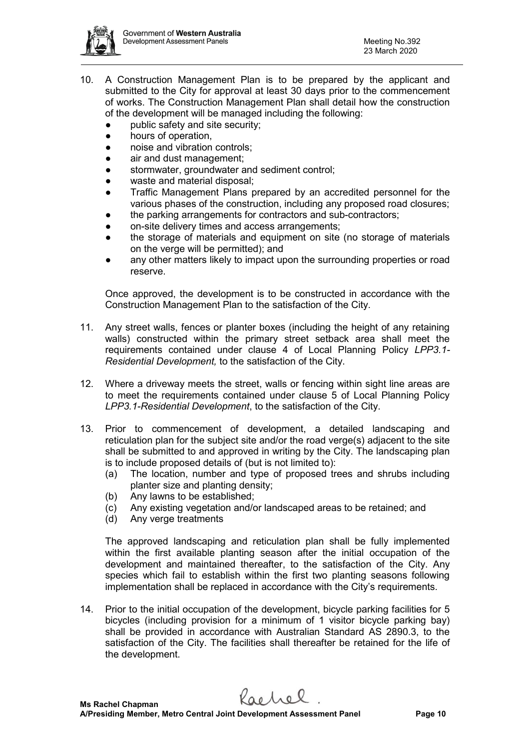10. A Construction Management Plan is to be prepared by the applicant and submitted to the City for approval at least 30 days prior to the commencement of works. The Construction Management Plan shall detail how the construction of the development will be managed including the following:
    - public safety and site security;
    - hours of operation,
    - noise and vibration controls;
    - air and dust management;
    - stormwater, groundwater and sediment control;
    - waste and material disposal;
    - Traffic Management Plans prepared by an accredited personnel for the various phases of the construction, including any proposed road closures;
    - the parking arrangements for contractors and sub-contractors;
    - on-site delivery times and access arrangements;
    - the storage of materials and equipment on site (no storage of materials on the verge will be permitted); and
    - any other matters likely to impact upon the surrounding properties or road reserve.

    Once approved, the development is to be constructed in accordance with the Construction Management Plan to the satisfaction of the City.

11. Any street walls, fences or planter boxes (including the height of any retaining walls) constructed within the primary street setback area shall meet the requirements contained under clause 4 of Local Planning Policy *LPP3.1-Residential Development,* to the satisfaction of the City.

12. Where a driveway meets the street, walls or fencing within sight line areas are to meet the requirements contained under clause 5 of Local Planning Policy *LPP3.1-Residential Development*, to the satisfaction of the City.

13. Prior to commencement of development, a detailed landscaping and reticulation plan for the subject site and/or the road verge(s) adjacent to the site shall be submitted to and approved in writing by the City. The landscaping plan is to include proposed details of (but is not limited to):
    (a) The location, number and type of proposed trees and shrubs including planter size and planting density;
    (b) Any lawns to be established;
    (c) Any existing vegetation and/or landscaped areas to be retained; and
    (d) Any verge treatments

    The approved landscaping and reticulation plan shall be fully implemented within the first available planting season after the initial occupation of the development and maintained thereafter, to the satisfaction of the City. Any species which fail to establish within the first two planting seasons following implementation shall be replaced in accordance with the City's requirements.

14. Prior to the initial occupation of the development, bicycle parking facilities for 5 bicycles (including provision for a minimum of 1 visitor bicycle parking bay) shall be provided in accordance with Australian Standard AS 2890.3, to the satisfaction of the City. The facilities shall thereafter be retained for the life of the development.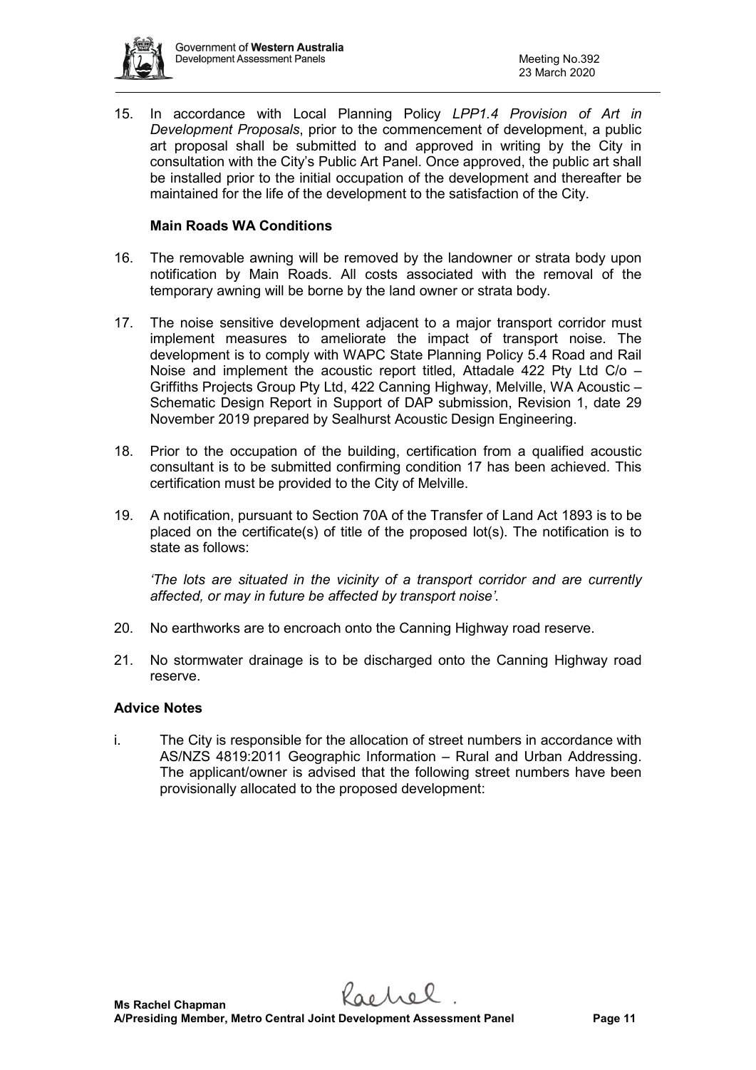15. In accordance with Local Planning Policy *LPP1.4 Provision of Art in Development Proposals*, prior to the commencement of development, a public art proposal shall be submitted to and approved in writing by the City in consultation with the City's Public Art Panel. Once approved, the public art shall be installed prior to the initial occupation of the development and thereafter be maintained for the life of the development to the satisfaction of the City.

**Main Roads WA Conditions**

16. The removable awning will be removed by the landowner or strata body upon notification by Main Roads. All costs associated with the removal of the temporary awning will be borne by the land owner or strata body.

17. The noise sensitive development adjacent to a major transport corridor must implement measures to ameliorate the impact of transport noise. The development is to comply with WAPC State Planning Policy 5.4 Road and Rail Noise and implement the acoustic report titled, Attadale 422 Pty Ltd C/o – Griffiths Projects Group Pty Ltd, 422 Canning Highway, Melville, WA Acoustic – Schematic Design Report in Support of DAP submission, Revision 1, date 29 November 2019 prepared by Sealhurst Acoustic Design Engineering.

18. Prior to the occupation of the building, certification from a qualified acoustic consultant is to be submitted confirming condition 17 has been achieved. This certification must be provided to the City of Melville.

19. A notification, pursuant to Section 70A of the Transfer of Land Act 1893 is to be placed on the certificate(s) of title of the proposed lot(s). The notification is to state as follows:

    *'The lots are situated in the vicinity of a transport corridor and are currently affected, or may in future be affected by transport noise'.*

20. No earthworks are to encroach onto the Canning Highway road reserve.

21. No stormwater drainage is to be discharged onto the Canning Highway road reserve.

**Advice Notes**

i. The City is responsible for the allocation of street numbers in accordance with AS/NZS 4819:2011 Geographic Information – Rural and Urban Addressing. The applicant/owner is advised that the following street numbers have been provisionally allocated to the proposed development:

**Ms Rachel Chapman**
**A/Presiding Member, Metro Central Joint Development Assessment Panel**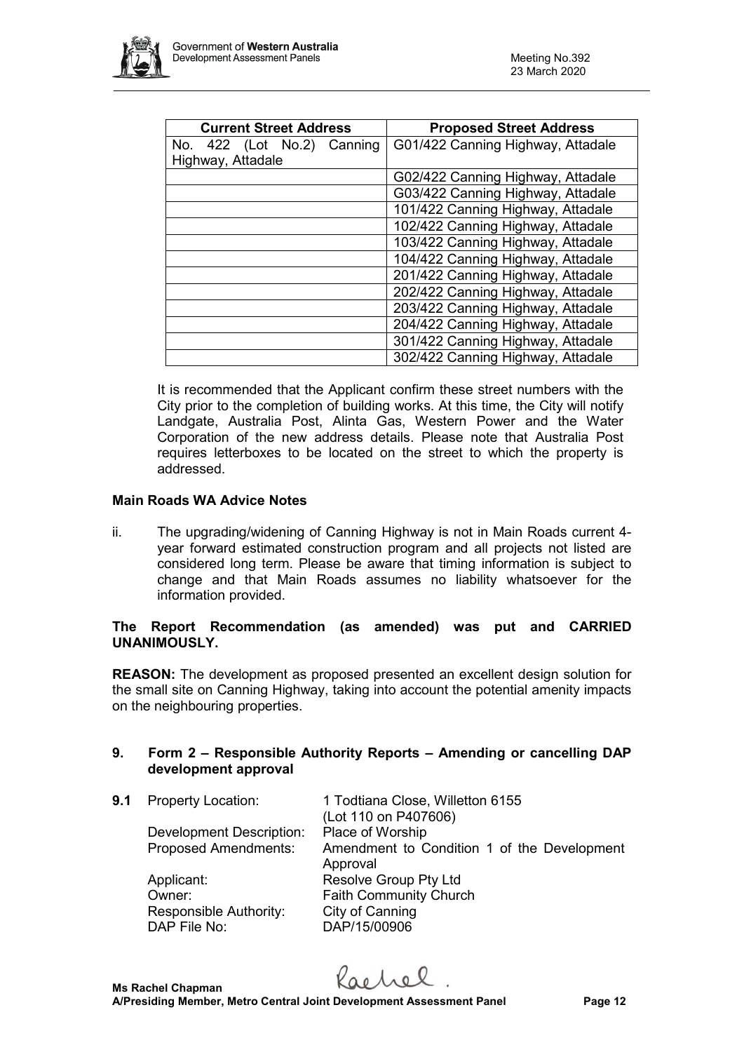| Current Street Address | Proposed Street Address |
|---|---|
| No. 422 (Lot No.2) Canning Highway, Attadale | G01/422 Canning Highway, Attadale |
| | G02/422 Canning Highway, Attadale |
| | G03/422 Canning Highway, Attadale |
| | 101/422 Canning Highway, Attadale |
| | 102/422 Canning Highway, Attadale |
| | 103/422 Canning Highway, Attadale |
| | 104/422 Canning Highway, Attadale |
| | 201/422 Canning Highway, Attadale |
| | 202/422 Canning Highway, Attadale |
| | 203/422 Canning Highway, Attadale |
| | 204/422 Canning Highway, Attadale |
| | 301/422 Canning Highway, Attadale |
| | 302/422 Canning Highway, Attadale |

It is recommended that the Applicant confirm these street numbers with the City prior to the completion of building works. At this time, the City will notify Landgate, Australia Post, Alinta Gas, Western Power and the Water Corporation of the new address details. Please note that Australia Post requires letterboxes to be located on the street to which the property is addressed.

**Main Roads WA Advice Notes**

ii. The upgrading/widening of Canning Highway is not in Main Roads current 4-year forward estimated construction program and all projects not listed are considered long term. Please be aware that timing information is subject to change and that Main Roads assumes no liability whatsoever for the information provided.

**The Report Recommendation (as amended) was put and CARRIED UNANIMOUSLY.**

**REASON:** The development as proposed presented an excellent design solution for the small site on Canning Highway, taking into account the potential amenity impacts on the neighbouring properties.

## 9. Form 2 – Responsible Authority Reports – Amending or cancelling DAP development approval

**9.1** Property Location: 1 Todtiana Close, Willetton 6155 (Lot 110 on P407606)
Development Description: Place of Worship
Proposed Amendments: Amendment to Condition 1 of the Development Approval
Applicant: Resolve Group Pty Ltd
Owner: Faith Community Church
Responsible Authority: City of Canning
DAP File No: DAP/15/00906

**Ms Rachel Chapman**
**A/Presiding Member, Metro Central Joint Development Assessment Panel**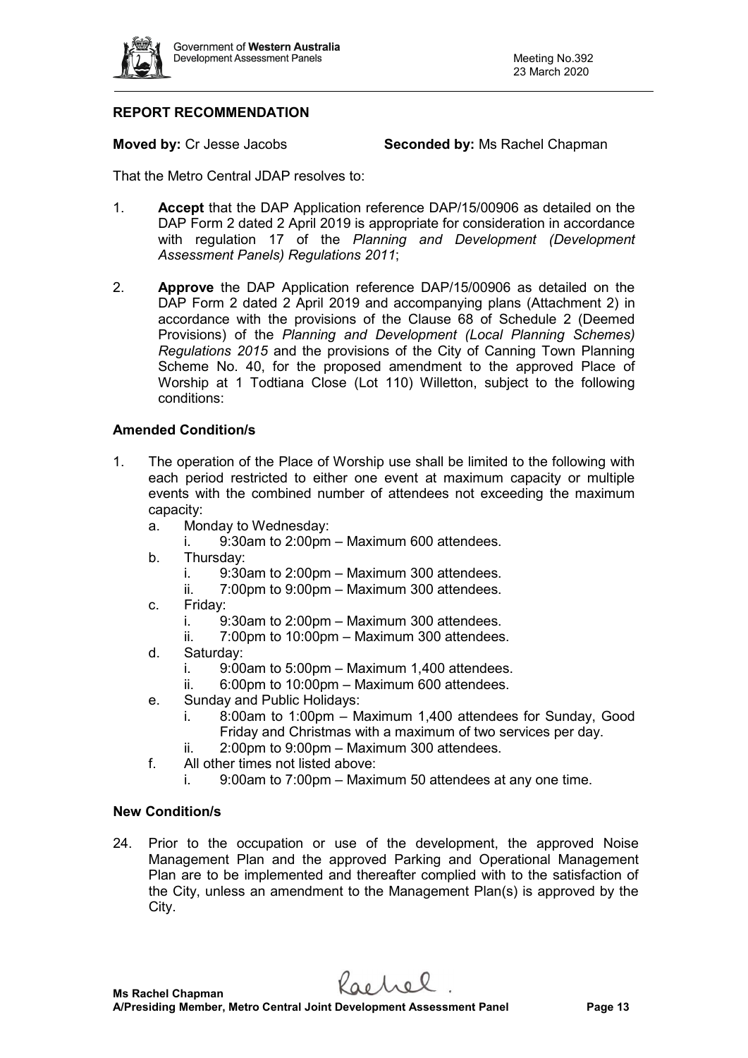## REPORT RECOMMENDATION

**Moved by:** Cr Jesse Jacobs **Seconded by:** Ms Rachel Chapman

That the Metro Central JDAP resolves to:

1. **Accept** that the DAP Application reference DAP/15/00906 as detailed on the DAP Form 2 dated 2 April 2019 is appropriate for consideration in accordance with regulation 17 of the *Planning and Development (Development Assessment Panels) Regulations 2011*;

2. **Approve** the DAP Application reference DAP/15/00906 as detailed on the DAP Form 2 dated 2 April 2019 and accompanying plans (Attachment 2) in accordance with the provisions of the Clause 68 of Schedule 2 (Deemed Provisions) of the *Planning and Development (Local Planning Schemes) Regulations 2015* and the provisions of the City of Canning Town Planning Scheme No. 40, for the proposed amendment to the approved Place of Worship at 1 Todtiana Close (Lot 110) Willetton, subject to the following conditions:

### Amended Condition/s

1. The operation of the Place of Worship use shall be limited to the following with each period restricted to either one event at maximum capacity or multiple events with the combined number of attendees not exceeding the maximum capacity:
   a. Monday to Wednesday:
      i. 9:30am to 2:00pm – Maximum 600 attendees.
   b. Thursday:
      i. 9:30am to 2:00pm – Maximum 300 attendees.
      ii. 7:00pm to 9:00pm – Maximum 300 attendees.
   c. Friday:
      i. 9:30am to 2:00pm – Maximum 300 attendees.
      ii. 7:00pm to 10:00pm – Maximum 300 attendees.
   d. Saturday:
      i. 9:00am to 5:00pm – Maximum 1,400 attendees.
      ii. 6:00pm to 10:00pm – Maximum 600 attendees.
   e. Sunday and Public Holidays:
      i. 8:00am to 1:00pm – Maximum 1,400 attendees for Sunday, Good Friday and Christmas with a maximum of two services per day.
      ii. 2:00pm to 9:00pm – Maximum 300 attendees.
   f. All other times not listed above:
      i. 9:00am to 7:00pm – Maximum 50 attendees at any one time.

### New Condition/s

24. Prior to the occupation or use of the development, the approved Noise Management Plan and the approved Parking and Operational Management Plan are to be implemented and thereafter complied with to the satisfaction of the City, unless an amendment to the Management Plan(s) is approved by the City.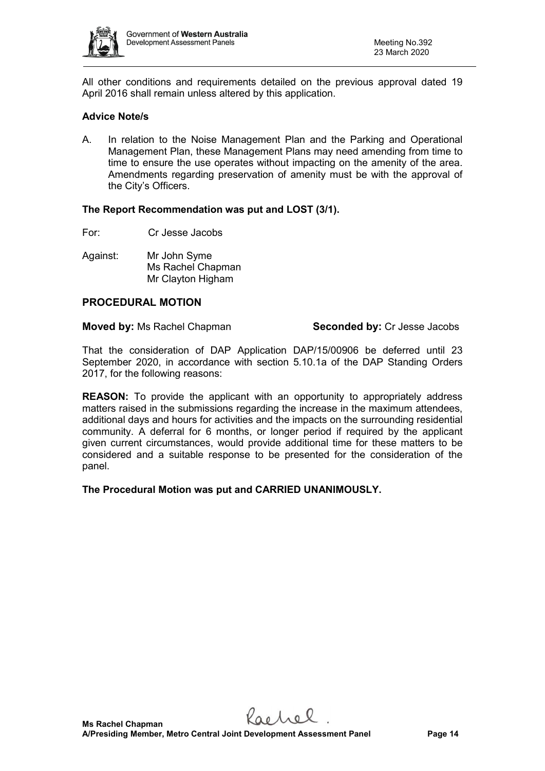All other conditions and requirements detailed on the previous approval dated 19 April 2016 shall remain unless altered by this application.

**Advice Note/s**

A. In relation to the Noise Management Plan and the Parking and Operational Management Plan, these Management Plans may need amending from time to time to ensure the use operates without impacting on the amenity of the area. Amendments regarding preservation of amenity must be with the approval of the City's Officers.

**The Report Recommendation was put and LOST (3/1).**

For: Cr Jesse Jacobs

Against: Mr John Syme
Ms Rachel Chapman
Mr Clayton Higham

## PROCEDURAL MOTION

**Moved by:** Ms Rachel Chapman **Seconded by:** Cr Jesse Jacobs

That the consideration of DAP Application DAP/15/00906 be deferred until 23 September 2020, in accordance with section 5.10.1a of the DAP Standing Orders 2017, for the following reasons:

**REASON:** To provide the applicant with an opportunity to appropriately address matters raised in the submissions regarding the increase in the maximum attendees, additional days and hours for activities and the impacts on the surrounding residential community. A deferral for 6 months, or longer period if required by the applicant given current circumstances, would provide additional time for these matters to be considered and a suitable response to be presented for the consideration of the panel.

**The Procedural Motion was put and CARRIED UNANIMOUSLY.**

**Ms Rachel Chapman**
**A/Presiding Member, Metro Central Joint Development Assessment Panel**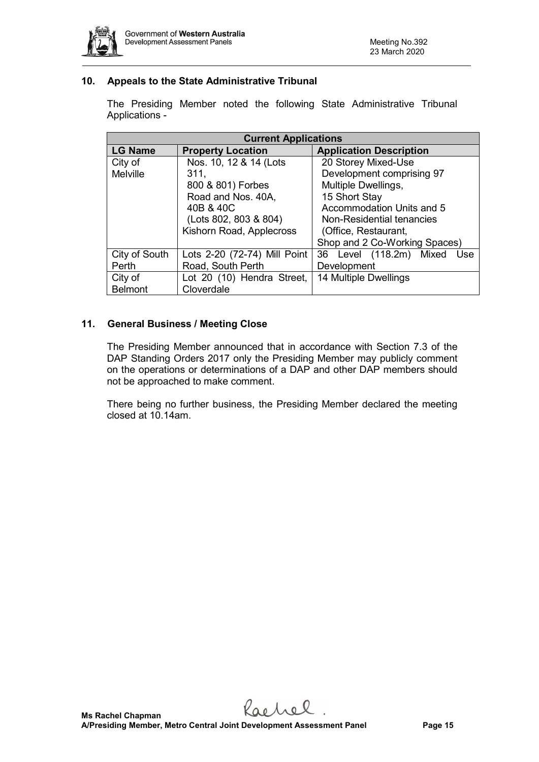## 10. Appeals to the State Administrative Tribunal

The Presiding Member noted the following State Administrative Tribunal Applications -

| Current Applications | | |
|---|---|---|
| **LG Name** | **Property Location** | **Application Description** |
| City of Melville | Nos. 10, 12 & 14 (Lots 311, 800 & 801) Forbes Road and Nos. 40A, 40B & 40C (Lots 802, 803 & 804) Kishorn Road, Applecross | 20 Storey Mixed-Use Development comprising 97 Multiple Dwellings, 15 Short Stay Accommodation Units and 5 Non-Residential tenancies (Office, Restaurant, Shop and 2 Co-Working Spaces) |
| City of South Perth | Lots 2-20 (72-74) Mill Point Road, South Perth | 36 Level (118.2m) Mixed Use Development |
| City of Belmont | Lot 20 (10) Hendra Street, Cloverdale | 14 Multiple Dwellings |

## 11. General Business / Meeting Close

The Presiding Member announced that in accordance with Section 7.3 of the DAP Standing Orders 2017 only the Presiding Member may publicly comment on the operations or determinations of a DAP and other DAP members should not be approached to make comment.

There being no further business, the Presiding Member declared the meeting closed at 10.14am.

**Ms Rachel Chapman**
**A/Presiding Member, Metro Central Joint Development Assessment Panel**